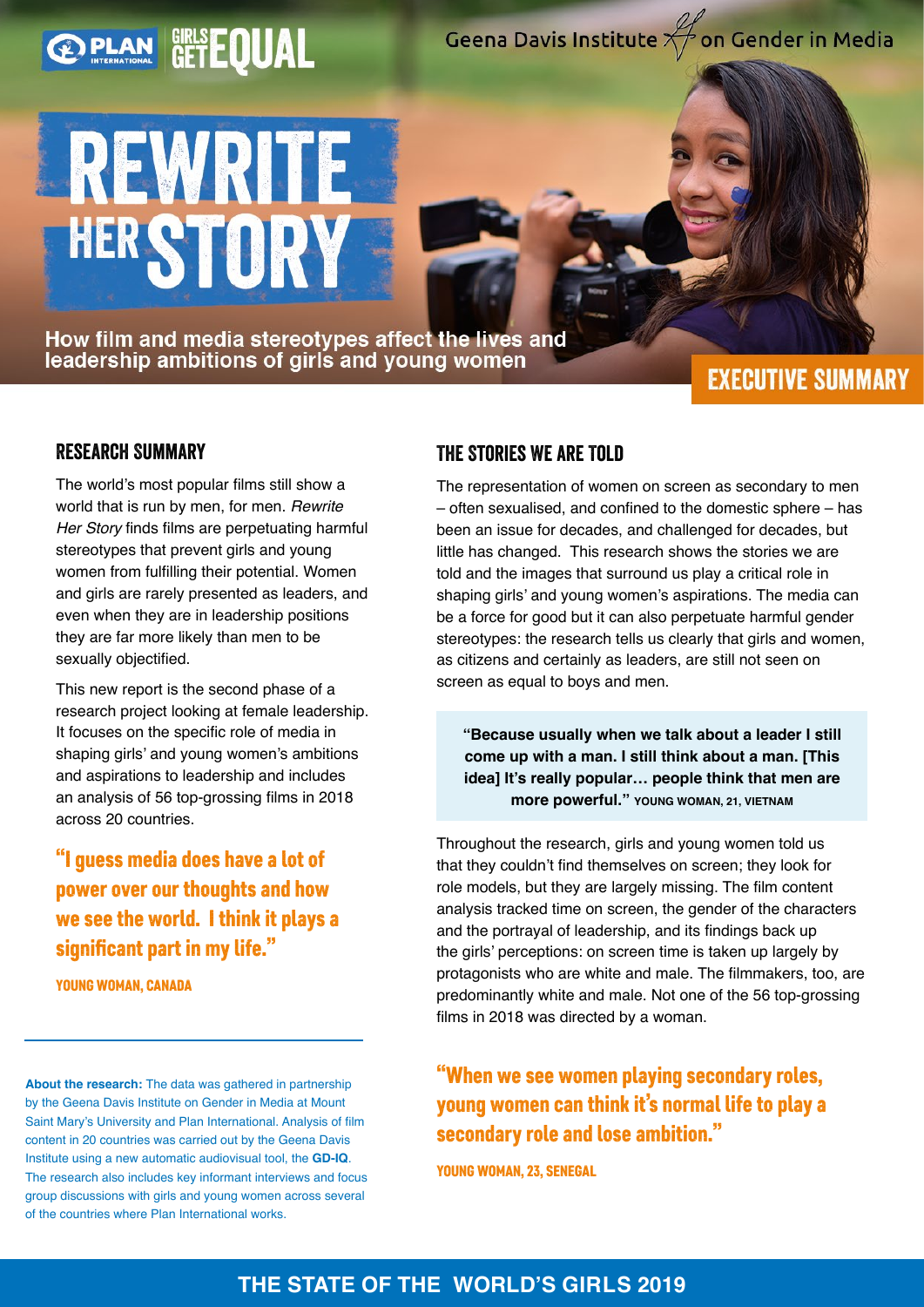PLAN INTERNATIONAL | GIRLS GET EQUAL | Geena Davis Institute on Gender in Media

# REWRITE HER STORY

How film and media stereotypes affect the lives and leadership ambitions of girls and young women

**EXECUTIVE SUMMARY**

## RESEARCH SUMMARY

The world's most popular films still show a world that is run by men, for men. *Rewrite Her Story* finds films are perpetuating harmful stereotypes that prevent girls and young women from fulfilling their potential. Women and girls are rarely presented as leaders, and even when they are in leadership positions they are far more likely than men to be sexually objectified.

This new report is the second phase of a research project looking at female leadership. It focuses on the specific role of media in shaping girls' and young women's ambitions and aspirations to leadership and includes an analysis of 56 top-grossing films in 2018 across 20 countries.

> **"I guess media does have a lot of power over our thoughts and how we see the world. I think it plays a significant part in my life."**
>
> YOUNG WOMAN, CANADA

**About the research:** The data was gathered in partnership by the Geena Davis Institute on Gender in Media at Mount Saint Mary's University and Plan International. Analysis of film content in 20 countries was carried out by the Geena Davis Institute using a new automatic audiovisual tool, the **GD-IQ**. The research also includes key informant interviews and focus group discussions with girls and young women across several of the countries where Plan International works.

## THE STORIES WE ARE TOLD

The representation of women on screen as secondary to men – often sexualised, and confined to the domestic sphere – has been an issue for decades, and challenged for decades, but little has changed. This research shows the stories we are told and the images that surround us play a critical role in shaping girls' and young women's aspirations. The media can be a force for good but it can also perpetuate harmful gender stereotypes: the research tells us clearly that girls and women, as citizens and certainly as leaders, are still not seen on screen as equal to boys and men.

> **"Because usually when we talk about a leader I still come up with a man. I still think about a man. [This idea] It's really popular… people think that men are more powerful."** YOUNG WOMAN, 21, VIETNAM

Throughout the research, girls and young women told us that they couldn't find themselves on screen; they look for role models, but they are largely missing. The film content analysis tracked time on screen, the gender of the characters and the portrayal of leadership, and its findings back up the girls' perceptions: on screen time is taken up largely by protagonists who are white and male. The filmmakers, too, are predominantly white and male. Not one of the 56 top-grossing films in 2018 was directed by a woman.

> **"When we see women playing secondary roles, young women can think it's normal life to play a secondary role and lose ambition."**
>
> YOUNG WOMAN, 23, SENEGAL

THE STATE OF THE WORLD'S GIRLS 2019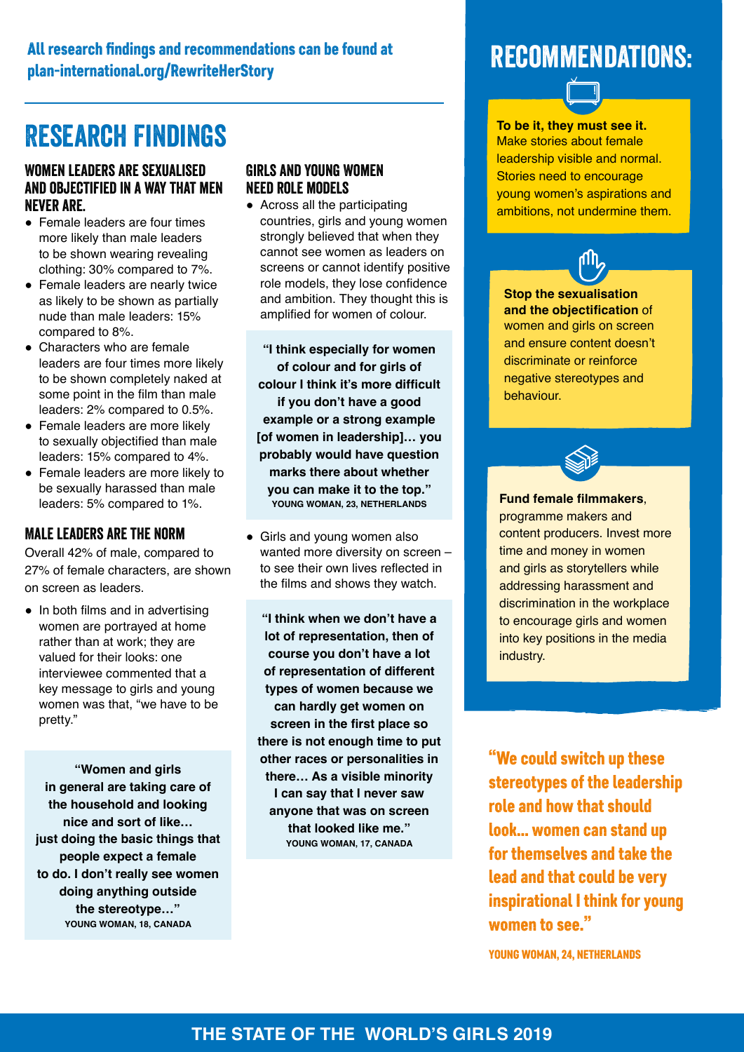**All research findings and recommendations can be found at plan-international.org/RewriteHerStory**

# RESEARCH FINDINGS

### WOMEN LEADERS ARE SEXUALISED AND OBJECTIFIED IN A WAY THAT MEN NEVER ARE.

- Female leaders are four times more likely than male leaders to be shown wearing revealing clothing: 30% compared to 7%.
- Female leaders are nearly twice as likely to be shown as partially nude than male leaders: 15% compared to 8%.
- Characters who are female leaders are four times more likely to be shown completely naked at some point in the film than male leaders: 2% compared to 0.5%.
- Female leaders are more likely to sexually objectified than male leaders: 15% compared to 4%.
- Female leaders are more likely to be sexually harassed than male leaders: 5% compared to 1%.

### MALE LEADERS ARE THE NORM

Overall 42% of male, compared to 27% of female characters, are shown on screen as leaders.

- In both films and in advertising women are portrayed at home rather than at work; they are valued for their looks: one interviewee commented that a key message to girls and young women was that, "we have to be pretty."

> **"Women and girls in general are taking care of the household and looking nice and sort of like… just doing the basic things that people expect a female to do. I don't really see women doing anything outside the stereotype…"**
> YOUNG WOMAN, 18, CANADA

### GIRLS AND YOUNG WOMEN NEED ROLE MODELS

- Across all the participating countries, girls and young women strongly believed that when they cannot see women as leaders on screens or cannot identify positive role models, they lose confidence and ambition. They thought this is amplified for women of colour.

> **"I think especially for women of colour and for girls of colour I think it's more difficult if you don't have a good example or a strong example [of women in leadership]… you probably would have question marks there about whether you can make it to the top."**
> YOUNG WOMAN, 23, NETHERLANDS

- Girls and young women also wanted more diversity on screen – to see their own lives reflected in the films and shows they watch.

> **"I think when we don't have a lot of representation, then of course you don't have a lot of representation of different types of women because we can hardly get women on screen in the first place so there is not enough time to put other races or personalities in there… As a visible minority I can say that I never saw anyone that was on screen that looked like me."**
> YOUNG WOMAN, 17, CANADA

# RECOMMENDATIONS:

**To be it, they must see it.** Make stories about female leadership visible and normal. Stories need to encourage young women's aspirations and ambitions, not undermine them.

**Stop the sexualisation and the objectification** of women and girls on screen and ensure content doesn't discriminate or reinforce negative stereotypes and behaviour.

**Fund female filmmakers**, programme makers and content producers. Invest more time and money in women and girls as storytellers while addressing harassment and discrimination in the workplace to encourage girls and women into key positions in the media industry.

> **"We could switch up these stereotypes of the leadership role and how that should look… women can stand up for themselves and take the lead and that could be very inspirational I think for young women to see."**
> YOUNG WOMAN, 24, NETHERLANDS